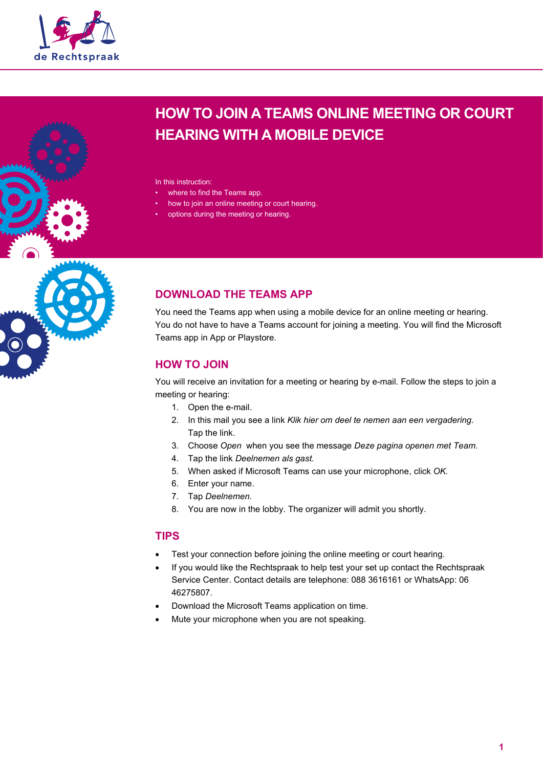de Rechtspraak

# HOW TO JOIN A TEAMS ONLINE MEETING OR COURT HEARING WITH A MOBILE DEVICE

In this instruction:

- where to find the Teams app.
- how to join an online meeting or court hearing.
- options during the meeting or hearing.

## DOWNLOAD THE TEAMS APP

You need the Teams app when using a mobile device for an online meeting or hearing. You do not have to have a Teams account for joining a meeting. You will find the Microsoft Teams app in App or Playstore.

## HOW TO JOIN

You will receive an invitation for a meeting or hearing by e-mail. Follow the steps to join a meeting or hearing:

1. Open the e-mail.
2. In this mail you see a link *Klik hier om deel te nemen aan een vergadering.* Tap the link.
3. Choose *Open* when you see the message *Deze pagina openen met Team*.
4. Tap the link *Deelnemen als gast.*
5. When asked if Microsoft Teams can use your microphone, click *OK.*
6. Enter your name.
7. Tap *Deelnemen.*
8. You are now in the lobby. The organizer will admit you shortly.

## TIPS

- Test your connection before joining the online meeting or court hearing.
- If you would like the Rechtspraak to help test your set up contact the Rechtspraak Service Center. Contact details are telephone: 088 3616161 or WhatsApp: 06 46275807.
- Download the Microsoft Teams application on time.
- Mute your microphone when you are not speaking.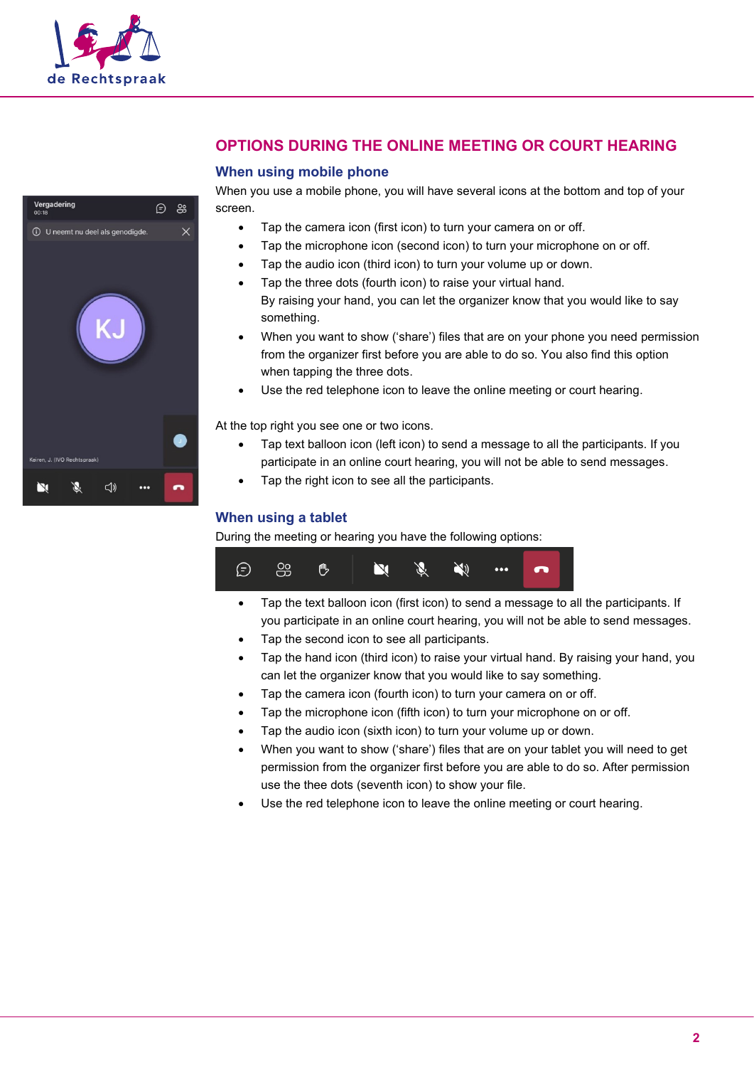## OPTIONS DURING THE ONLINE MEETING OR COURT HEARING

### When using mobile phone

When you use a mobile phone, you will have several icons at the bottom and top of your screen.

- Tap the camera icon (first icon) to turn your camera on or off.
- Tap the microphone icon (second icon) to turn your microphone on or off.
- Tap the audio icon (third icon) to turn your volume up or down.
- Tap the three dots (fourth icon) to raise your virtual hand.
  By raising your hand, you can let the organizer know that you would like to say something.
- When you want to show ('share') files that are on your phone you need permission from the organizer first before you are able to do so. You also find this option when tapping the three dots.
- Use the red telephone icon to leave the online meeting or court hearing.

At the top right you see one or two icons.

- Tap text balloon icon (left icon) to send a message to all the participants. If you participate in an online court hearing, you will not be able to send messages.
- Tap the right icon to see all the participants.

### When using a tablet

During the meeting or hearing you have the following options:

- Tap the text balloon icon (first icon) to send a message to all the participants. If you participate in an online court hearing, you will not be able to send messages.
- Tap the second icon to see all participants.
- Tap the hand icon (third icon) to raise your virtual hand. By raising your hand, you can let the organizer know that you would like to say something.
- Tap the camera icon (fourth icon) to turn your camera on or off.
- Tap the microphone icon (fifth icon) to turn your microphone on or off.
- Tap the audio icon (sixth icon) to turn your volume up or down.
- When you want to show ('share') files that are on your tablet you will need to get permission from the organizer first before you are able to do so. After permission use the thee dots (seventh icon) to show your file.
- Use the red telephone icon to leave the online meeting or court hearing.